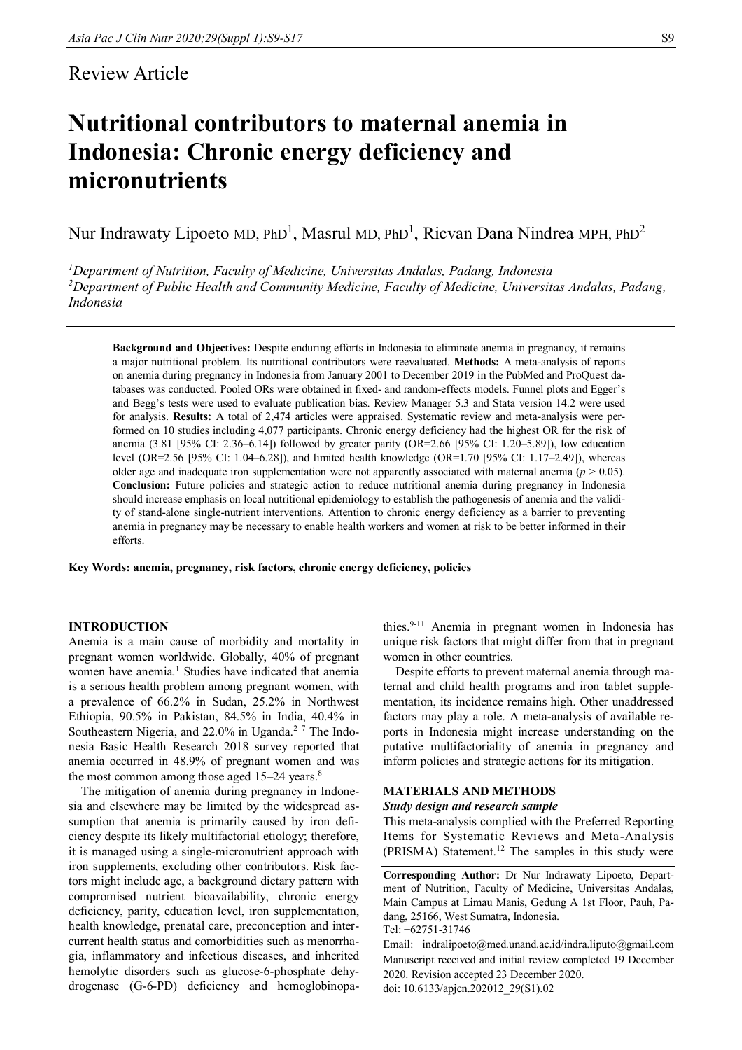Review Article

# Nutritional contributors to maternal anemia in Indonesia: Chronic energy deficiency and micronutrients

Nur Indrawaty Lipoeto MD, PhD[1], Masrul MD, PhD[1], Ricvan Dana Nindrea MPH, PhD[2]

[1]*Department of Nutrition, Faculty of Medicine, Universitas Andalas, Padang, Indonesia*
[2]*Department of Public Health and Community Medicine, Faculty of Medicine, Universitas Andalas, Padang, Indonesia*

**Background and Objectives:** Despite enduring efforts in Indonesia to eliminate anemia in pregnancy, it remains a major nutritional problem. Its nutritional contributors were reevaluated. **Methods:** A meta-analysis of reports on anemia during pregnancy in Indonesia from January 2001 to December 2019 in the PubMed and ProQuest databases was conducted. Pooled ORs were obtained in fixed- and random-effects models. Funnel plots and Egger's and Begg's tests were used to evaluate publication bias. Review Manager 5.3 and Stata version 14.2 were used for analysis. **Results:** A total of 2,474 articles were appraised. Systematic review and meta-analysis were performed on 10 studies including 4,077 participants. Chronic energy deficiency had the highest OR for the risk of anemia (3.81 [95% CI: 2.36–6.14]) followed by greater parity (OR=2.66 [95% CI: 1.20–5.89]), low education level (OR=2.56 [95% CI: 1.04–6.28]), and limited health knowledge (OR=1.70 [95% CI: 1.17–2.49]), whereas older age and inadequate iron supplementation were not apparently associated with maternal anemia ($p > 0.05$). **Conclusion:** Future policies and strategic action to reduce nutritional anemia during pregnancy in Indonesia should increase emphasis on local nutritional epidemiology to establish the pathogenesis of anemia and the validity of stand-alone single-nutrient interventions. Attention to chronic energy deficiency as a barrier to preventing anemia in pregnancy may be necessary to enable health workers and women at risk to be better informed in their efforts.

**Key Words: anemia, pregnancy, risk factors, chronic energy deficiency, policies**

## INTRODUCTION

Anemia is a main cause of morbidity and mortality in pregnant women worldwide. Globally, 40% of pregnant women have anemia.[1] Studies have indicated that anemia is a serious health problem among pregnant women, with a prevalence of 66.2% in Sudan, 25.2% in Northwest Ethiopia, 90.5% in Pakistan, 84.5% in India, 40.4% in Southeastern Nigeria, and 22.0% in Uganda.[2–7] The Indonesia Basic Health Research 2018 survey reported that anemia occurred in 48.9% of pregnant women and was the most common among those aged 15–24 years.[8]

The mitigation of anemia during pregnancy in Indonesia and elsewhere may be limited by the widespread assumption that anemia is primarily caused by iron deficiency despite its likely multifactorial etiology; therefore, it is managed using a single-micronutrient approach with iron supplements, excluding other contributors. Risk factors might include age, a background dietary pattern with compromised nutrient bioavailability, chronic energy deficiency, parity, education level, iron supplementation, health knowledge, prenatal care, preconception and intercurrent health status and comorbidities such as menorrhagia, inflammatory and infectious diseases, and inherited hemolytic disorders such as glucose-6-phosphate dehydrogenase (G-6-PD) deficiency and hemoglobinopathies.[9-11] Anemia in pregnant women in Indonesia has unique risk factors that might differ from that in pregnant women in other countries.

Despite efforts to prevent maternal anemia through maternal and child health programs and iron tablet supplementation, its incidence remains high. Other unaddressed factors may play a role. A meta-analysis of available reports in Indonesia might increase understanding on the putative multifactoriality of anemia in pregnancy and inform policies and strategic actions for its mitigation.

## MATERIALS AND METHODS

### *Study design and research sample*

This meta-analysis complied with the Preferred Reporting Items for Systematic Reviews and Meta-Analysis (PRISMA) Statement.[12] The samples in this study were

**Corresponding Author:** Dr Nur Indrawaty Lipoeto, Department of Nutrition, Faculty of Medicine, Universitas Andalas, Main Campus at Limau Manis, Gedung A 1st Floor, Pauh, Padang, 25166, West Sumatra, Indonesia.
Tel: +62751-31746
Email: indralipoeto@med.unand.ac.id/indra.liputo@gmail.com
Manuscript received and initial review completed 19 December 2020. Revision accepted 23 December 2020.
doi: 10.6133/apjcn.202012_29(S1).02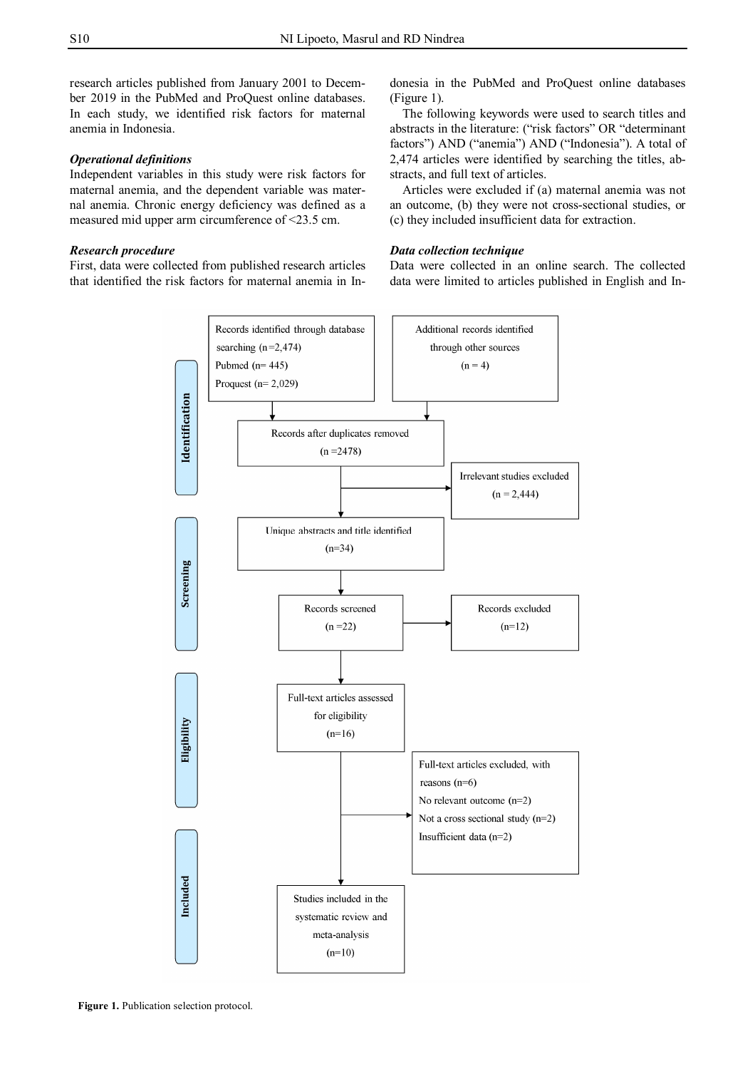research articles published from January 2001 to December 2019 in the PubMed and ProQuest online databases. In each study, we identified risk factors for maternal anemia in Indonesia.

### *Operational definitions*

Independent variables in this study were risk factors for maternal anemia, and the dependent variable was maternal anemia. Chronic energy deficiency was defined as a measured mid upper arm circumference of <23.5 cm.

### *Research procedure*

First, data were collected from published research articles that identified the risk factors for maternal anemia in Indonesia in the PubMed and ProQuest online databases (Figure 1).

The following keywords were used to search titles and abstracts in the literature: ("risk factors" OR "determinant factors") AND ("anemia") AND ("Indonesia"). A total of 2,474 articles were identified by searching the titles, abstracts, and full text of articles.

Articles were excluded if (a) maternal anemia was not an outcome, (b) they were not cross-sectional studies, or (c) they included insufficient data for extraction.

### *Data collection technique*

Data were collected in an online search. The collected data were limited to articles published in English and In-

**Identification**

Records identified through database searching (n=2,474)
Pubmed (n= 445)
Proquest (n= 2,029)

Additional records identified through other sources (n = 4)

Records after duplicates removed (n =2478)

Irrelevant studies excluded (n = 2,444)

**Screening**

Unique abstracts and title identified (n=34)

Records screened (n =22)

Records excluded (n=12)

**Eligibility**

Full-text articles assessed for eligibility (n=16)

Full-text articles excluded, with reasons (n=6)
No relevant outcome (n=2)
Not a cross sectional study (n=2)
Insufficient data (n=2)

**Included**

Studies included in the systematic review and meta-analysis (n=10)

**Figure 1.** Publication selection protocol.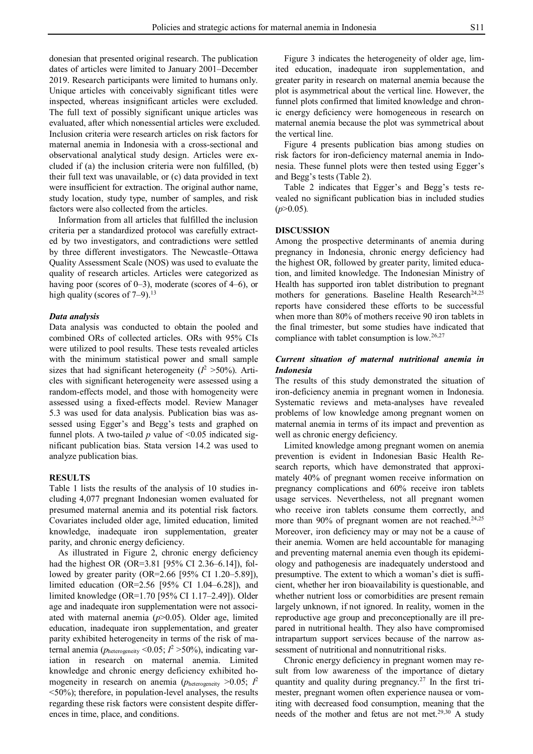donesian that presented original research. The publication dates of articles were limited to January 2001–December 2019. Research participants were limited to humans only. Unique articles with conceivably significant titles were inspected, whereas insignificant articles were excluded. The full text of possibly significant unique articles was evaluated, after which nonessential articles were excluded. Inclusion criteria were research articles on risk factors for maternal anemia in Indonesia with a cross-sectional and observational analytical study design. Articles were excluded if (a) the inclusion criteria were non fulfilled, (b) their full text was unavailable, or (c) data provided in text were insufficient for extraction. The original author name, study location, study type, number of samples, and risk factors were also collected from the articles.

Information from all articles that fulfilled the inclusion criteria per a standardized protocol was carefully extracted by two investigators, and contradictions were settled by three different investigators. The Newcastle–Ottawa Quality Assessment Scale (NOS) was used to evaluate the quality of research articles. Articles were categorized as having poor (scores of 0–3), moderate (scores of 4–6), or high quality (scores of 7–9).[13]

### *Data analysis*

Data analysis was conducted to obtain the pooled and combined ORs of collected articles. ORs with 95% CIs were utilized to pool results. These tests revealed articles with the minimum statistical power and small sample sizes that had significant heterogeneity ($I^2$ >50%). Articles with significant heterogeneity were assessed using a random-effects model, and those with homogeneity were assessed using a fixed-effects model. Review Manager 5.3 was used for data analysis. Publication bias was assessed using Egger's and Begg's tests and graphed on funnel plots. A two-tailed *p* value of <0.05 indicated significant publication bias. Stata version 14.2 was used to analyze publication bias.

## RESULTS

Table 1 lists the results of the analysis of 10 studies including 4,077 pregnant Indonesian women evaluated for presumed maternal anemia and its potential risk factors. Covariates included older age, limited education, limited knowledge, inadequate iron supplementation, greater parity, and chronic energy deficiency.

As illustrated in Figure 2, chronic energy deficiency had the highest OR (OR=3.81 [95% CI 2.36–6.14]), followed by greater parity (OR=2.66 [95% CI 1.20–5.89]), limited education (OR=2.56 [95% CI 1.04–6.28]), and limited knowledge (OR=1.70 [95% CI 1.17–2.49]). Older age and inadequate iron supplementation were not associated with maternal anemia (*p*>0.05). Older age, limited education, inadequate iron supplementation, and greater parity exhibited heterogeneity in terms of the risk of maternal anemia ($p_{\text{heterogeneity}}$ <0.05; $I^2$ >50%), indicating variation in research on maternal anemia. Limited knowledge and chronic energy deficiency exhibited homogeneity in research on anemia ($p_{\text{heterogeneity}}$ >0.05; $I^2$ <50%); therefore, in population-level analyses, the results regarding these risk factors were consistent despite differences in time, place, and conditions.

Figure 3 indicates the heterogeneity of older age, limited education, inadequate iron supplementation, and greater parity in research on maternal anemia because the plot is asymmetrical about the vertical line. However, the funnel plots confirmed that limited knowledge and chronic energy deficiency were homogeneous in research on maternal anemia because the plot was symmetrical about the vertical line.

Figure 4 presents publication bias among studies on risk factors for iron-deficiency maternal anemia in Indonesia. These funnel plots were then tested using Egger's and Begg's tests (Table 2).

Table 2 indicates that Egger's and Begg's tests revealed no significant publication bias in included studies (*p*>0.05).

## DISCUSSION

Among the prospective determinants of anemia during pregnancy in Indonesia, chronic energy deficiency had the highest OR, followed by greater parity, limited education, and limited knowledge. The Indonesian Ministry of Health has supported iron tablet distribution to pregnant mothers for generations. Baseline Health Research[24,25] reports have considered these efforts to be successful when more than 80% of mothers receive 90 iron tablets in the final trimester, but some studies have indicated that compliance with tablet consumption is low.[26,27]

### *Current situation of maternal nutritional anemia in Indonesia*

The results of this study demonstrated the situation of iron-deficiency anemia in pregnant women in Indonesia. Systematic reviews and meta-analyses have revealed problems of low knowledge among pregnant women on maternal anemia in terms of its impact and prevention as well as chronic energy deficiency.

Limited knowledge among pregnant women on anemia prevention is evident in Indonesian Basic Health Research reports, which have demonstrated that approximately 40% of pregnant women receive information on pregnancy complications and 60% receive iron tablets usage services. Nevertheless, not all pregnant women who receive iron tablets consume them correctly, and more than 90% of pregnant women are not reached.[24,25] Moreover, iron deficiency may or may not be a cause of their anemia. Women are held accountable for managing and preventing maternal anemia even though its epidemiology and pathogenesis are inadequately understood and presumptive. The extent to which a woman's diet is sufficient, whether her iron bioavailability is questionable, and whether nutrient loss or comorbidities are present remain largely unknown, if not ignored. In reality, women in the reproductive age group and preconceptionally are ill prepared in nutritional health. They also have compromised intrapartum support services because of the narrow assessment of nutritional and nonnutritional risks.

Chronic energy deficiency in pregnant women may result from low awareness of the importance of dietary quantity and quality during pregnancy.[27] In the first trimester, pregnant women often experience nausea or vomiting with decreased food consumption, meaning that the needs of the mother and fetus are not met.[29,30] A study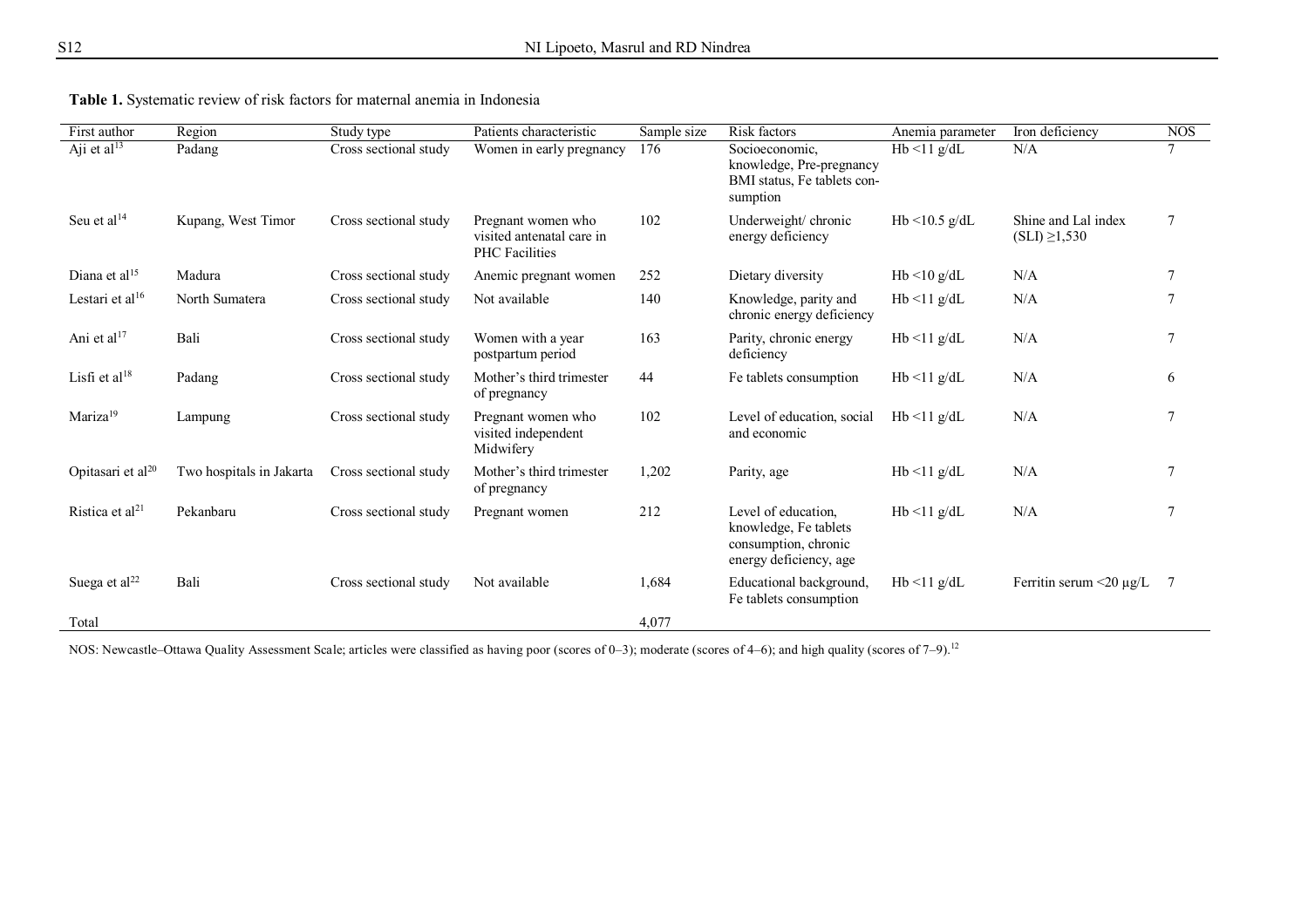**Table 1.** Systematic review of risk factors for maternal anemia in Indonesia

| First author | Region | Study type | Patients characteristic | Sample size | Risk factors | Anemia parameter | Iron deficiency | NOS |
|---|---|---|---|---|---|---|---|---|
| Aji et al[13] | Padang | Cross sectional study | Women in early pregnancy | 176 | Socioeconomic, knowledge, Pre-pregnancy BMI status, Fe tablets consumption | Hb <11 g/dL | N/A | 7 |
| Seu et al[14] | Kupang, West Timor | Cross sectional study | Pregnant women who visited antenatal care in PHC Facilities | 102 | Underweight/ chronic energy deficiency | Hb <10.5 g/dL | Shine and Lal index (SLI) ≥1,530 | 7 |
| Diana et al[15] | Madura | Cross sectional study | Anemic pregnant women | 252 | Dietary diversity | Hb <10 g/dL | N/A | 7 |
| Lestari et al[16] | North Sumatera | Cross sectional study | Not available | 140 | Knowledge, parity and chronic energy deficiency | Hb <11 g/dL | N/A | 7 |
| Ani et al[17] | Bali | Cross sectional study | Women with a year postpartum period | 163 | Parity, chronic energy deficiency | Hb <11 g/dL | N/A | 7 |
| Lisfi et al[18] | Padang | Cross sectional study | Mother's third trimester of pregnancy | 44 | Fe tablets consumption | Hb <11 g/dL | N/A | 6 |
| Mariza[19] | Lampung | Cross sectional study | Pregnant women who visited independent Midwifery | 102 | Level of education, social and economic | Hb <11 g/dL | N/A | 7 |
| Opitasari et al[20] | Two hospitals in Jakarta | Cross sectional study | Mother's third trimester of pregnancy | 1,202 | Parity, age | Hb <11 g/dL | N/A | 7 |
| Ristica et al[21] | Pekanbaru | Cross sectional study | Pregnant women | 212 | Level of education, knowledge, Fe tablets consumption, chronic energy deficiency, age | Hb <11 g/dL | N/A | 7 |
| Suega et al[22] | Bali | Cross sectional study | Not available | 1,684 | Educational background, Fe tablets consumption | Hb <11 g/dL | Ferritin serum <20 µg/L | 7 |
| Total | | | | 4,077 | | | | |

NOS: Newcastle–Ottawa Quality Assessment Scale; articles were classified as having poor (scores of 0–3); moderate (scores of 4–6); and high quality (scores of 7–9).[12]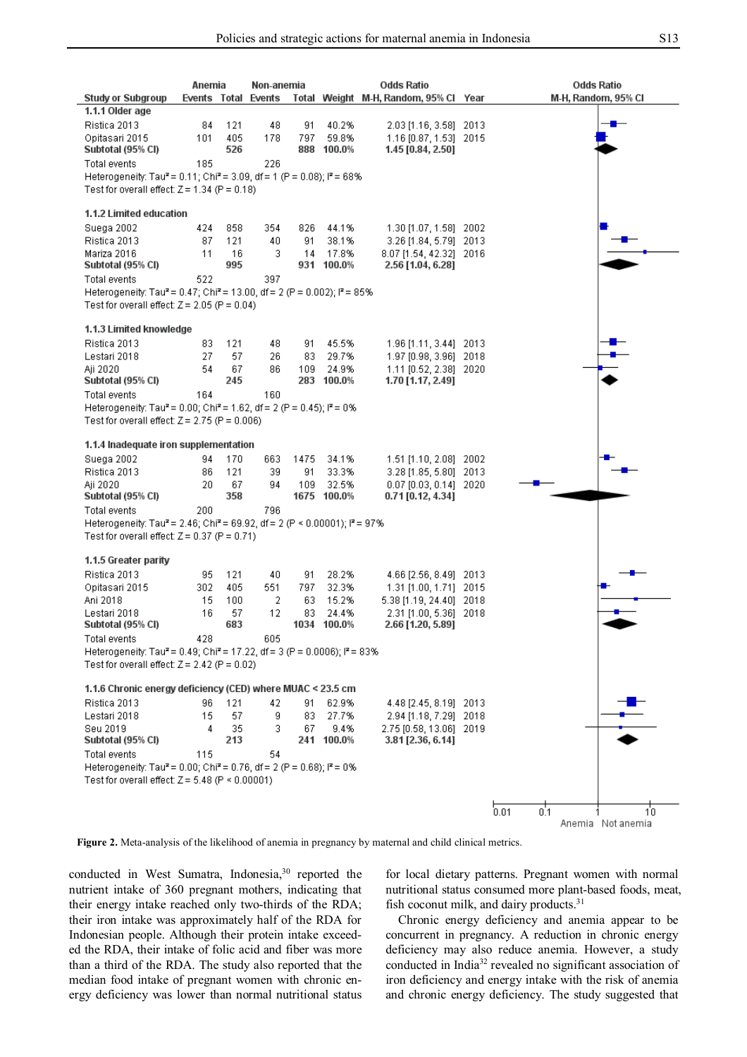| Study or Subgroup | Anemia Events | Anemia Total | Non-anemia Events | Non-anemia Total | Weight | Odds Ratio M-H, Random, 95% CI | Year |
|---|---|---|---|---|---|---|---|
| **1.1.1 Older age** | | | | | | | |
| Ristica 2013 | 84 | 121 | 48 | 91 | 40.2% | 2.03 [1.16, 3.58] | 2013 |
| Opitasari 2015 | 101 | 405 | 178 | 797 | 59.8% | 1.16 [0.87, 1.53] | 2015 |
| **Subtotal (95% CI)** | | **526** | | **888** | **100.0%** | **1.45 [0.84, 2.50]** | |
| Total events | 185 | | 226 | | | | |
| Heterogeneity: Tau² = 0.11; Chi² = 3.09, df = 1 (P = 0.08); I² = 68% | | | | | | | |
| Test for overall effect: Z = 1.34 (P = 0.18) | | | | | | | |
| **1.1.2 Limited education** | | | | | | | |
| Suega 2002 | 424 | 858 | 354 | 826 | 44.1% | 1.30 [1.07, 1.58] | 2002 |
| Ristica 2013 | 87 | 121 | 40 | 91 | 38.1% | 3.26 [1.84, 5.79] | 2013 |
| Mariza 2016 | 11 | 16 | 3 | 14 | 17.8% | 8.07 [1.54, 42.32] | 2016 |
| **Subtotal (95% CI)** | | **995** | | **931** | **100.0%** | **2.56 [1.04, 6.28]** | |
| Total events | 522 | | 397 | | | | |
| Heterogeneity: Tau² = 0.47; Chi² = 13.00, df = 2 (P = 0.002); I² = 85% | | | | | | | |
| Test for overall effect: Z = 2.05 (P = 0.04) | | | | | | | |
| **1.1.3 Limited knowledge** | | | | | | | |
| Ristica 2013 | 83 | 121 | 48 | 91 | 45.5% | 1.96 [1.11, 3.44] | 2013 |
| Lestari 2018 | 27 | 57 | 26 | 83 | 29.7% | 1.97 [0.98, 3.96] | 2018 |
| Aji 2020 | 54 | 67 | 86 | 109 | 24.9% | 1.11 [0.52, 2.38] | 2020 |
| **Subtotal (95% CI)** | | **245** | | **283** | **100.0%** | **1.70 [1.17, 2.49]** | |
| Total events | 164 | | 160 | | | | |
| Heterogeneity: Tau² = 0.00; Chi² = 1.62, df = 2 (P = 0.45); I² = 0% | | | | | | | |
| Test for overall effect: Z = 2.75 (P = 0.006) | | | | | | | |
| **1.1.4 Inadequate iron supplementation** | | | | | | | |
| Suega 2002 | 94 | 170 | 663 | 1475 | 34.1% | 1.51 [1.10, 2.08] | 2002 |
| Ristica 2013 | 86 | 121 | 39 | 91 | 33.3% | 3.28 [1.85, 5.80] | 2013 |
| Aji 2020 | 20 | 67 | 94 | 109 | 32.5% | 0.07 [0.03, 0.14] | 2020 |
| **Subtotal (95% CI)** | | **358** | | **1675** | **100.0%** | **0.71 [0.12, 4.34]** | |
| Total events | 200 | | 796 | | | | |
| Heterogeneity: Tau² = 2.46; Chi² = 69.92, df = 2 (P < 0.00001); I² = 97% | | | | | | | |
| Test for overall effect: Z = 0.37 (P = 0.71) | | | | | | | |
| **1.1.5 Greater parity** | | | | | | | |
| Ristica 2013 | 95 | 121 | 40 | 91 | 28.2% | 4.66 [2.56, 8.49] | 2013 |
| Opitasari 2015 | 302 | 405 | 551 | 797 | 32.3% | 1.31 [1.00, 1.71] | 2015 |
| Ani 2018 | 15 | 100 | 2 | 63 | 15.2% | 5.38 [1.19, 24.40] | 2018 |
| Lestari 2018 | 16 | 57 | 12 | 83 | 24.4% | 2.31 [1.00, 5.36] | 2018 |
| **Subtotal (95% CI)** | | **683** | | **1034** | **100.0%** | **2.66 [1.20, 5.89]** | |
| Total events | 428 | | 605 | | | | |
| Heterogeneity: Tau² = 0.49; Chi² = 17.22, df = 3 (P = 0.0006); I² = 83% | | | | | | | |
| Test for overall effect: Z = 2.42 (P = 0.02) | | | | | | | |
| **1.1.6 Chronic energy deficiency (CED) where MUAC < 23.5 cm** | | | | | | | |
| Ristica 2013 | 96 | 121 | 42 | 91 | 62.9% | 4.48 [2.45, 8.19] | 2013 |
| Lestari 2018 | 15 | 57 | 9 | 83 | 27.7% | 2.94 [1.18, 7.29] | 2018 |
| Seu 2019 | 4 | 35 | 3 | 67 | 9.4% | 2.75 [0.58, 13.06] | 2019 |
| **Subtotal (95% CI)** | | **213** | | **241** | **100.0%** | **3.81 [2.36, 6.14]** | |
| Total events | 115 | | 54 | | | | |
| Heterogeneity: Tau² = 0.00; Chi² = 0.76, df = 2 (P = 0.68); I² = 0% | | | | | | | |
| Test for overall effect: Z = 5.48 (P < 0.00001) | | | | | | | |

Odds Ratio M-H, Random, 95% CI (axis: 0.01, 0.1, 1, 10; Anemia / Not anemia)

**Figure 2.** Meta-analysis of the likelihood of anemia in pregnancy by maternal and child clinical metrics.

conducted in West Sumatra, Indonesia,[30] reported the nutrient intake of 360 pregnant mothers, indicating that their energy intake reached only two-thirds of the RDA; their iron intake was approximately half of the RDA for Indonesian people. Although their protein intake exceeded the RDA, their intake of folic acid and fiber was more than a third of the RDA. The study also reported that the median food intake of pregnant women with chronic energy deficiency was lower than normal nutritional status for local dietary patterns. Pregnant women with normal nutritional status consumed more plant-based foods, meat, fish coconut milk, and dairy products.[31]

Chronic energy deficiency and anemia appear to be concurrent in pregnancy. A reduction in chronic energy deficiency may also reduce anemia. However, a study conducted in India[32] revealed no significant association of iron deficiency and energy intake with the risk of anemia and chronic energy deficiency. The study suggested that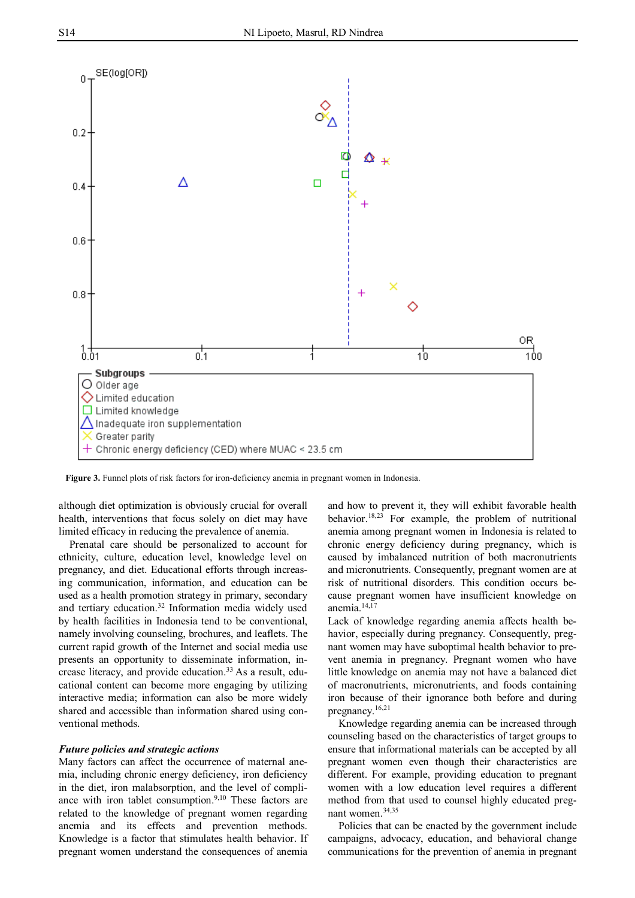Figure 3. Funnel plots of risk factors for iron-deficiency anemia in pregnant women in Indonesia.

although diet optimization is obviously crucial for overall health, interventions that focus solely on diet may have limited efficacy in reducing the prevalence of anemia.

Prenatal care should be personalized to account for ethnicity, culture, education level, knowledge level on pregnancy, and diet. Educational efforts through increasing communication, information, and education can be used as a health promotion strategy in primary, secondary and tertiary education.[32] Information media widely used by health facilities in Indonesia tend to be conventional, namely involving counseling, brochures, and leaflets. The current rapid growth of the Internet and social media use presents an opportunity to disseminate information, increase literacy, and provide education.[33] As a result, educational content can become more engaging by utilizing interactive media; information can also be more widely shared and accessible than information shared using conventional methods.

### *Future policies and strategic actions*

Many factors can affect the occurrence of maternal anemia, including chronic energy deficiency, iron deficiency in the diet, iron malabsorption, and the level of compliance with iron tablet consumption.[9,10] These factors are related to the knowledge of pregnant women regarding anemia and its effects and prevention methods. Knowledge is a factor that stimulates health behavior. If pregnant women understand the consequences of anemia and how to prevent it, they will exhibit favorable health behavior.[18,23] For example, the problem of nutritional anemia among pregnant women in Indonesia is related to chronic energy deficiency during pregnancy, which is caused by imbalanced nutrition of both macronutrients and micronutrients. Consequently, pregnant women are at risk of nutritional disorders. This condition occurs because pregnant women have insufficient knowledge on anemia.[14,17]
Lack of knowledge regarding anemia affects health behavior, especially during pregnancy. Consequently, pregnant women may have suboptimal health behavior to prevent anemia in pregnancy. Pregnant women who have little knowledge on anemia may not have a balanced diet of macronutrients, micronutrients, and foods containing iron because of their ignorance both before and during pregnancy.[16,21]

Knowledge regarding anemia can be increased through counseling based on the characteristics of target groups to ensure that informational materials can be accepted by all pregnant women even though their characteristics are different. For example, providing education to pregnant women with a low education level requires a different method from that used to counsel highly educated pregnant women.[34,35]

Policies that can be enacted by the government include campaigns, advocacy, education, and behavioral change communications for the prevention of anemia in pregnant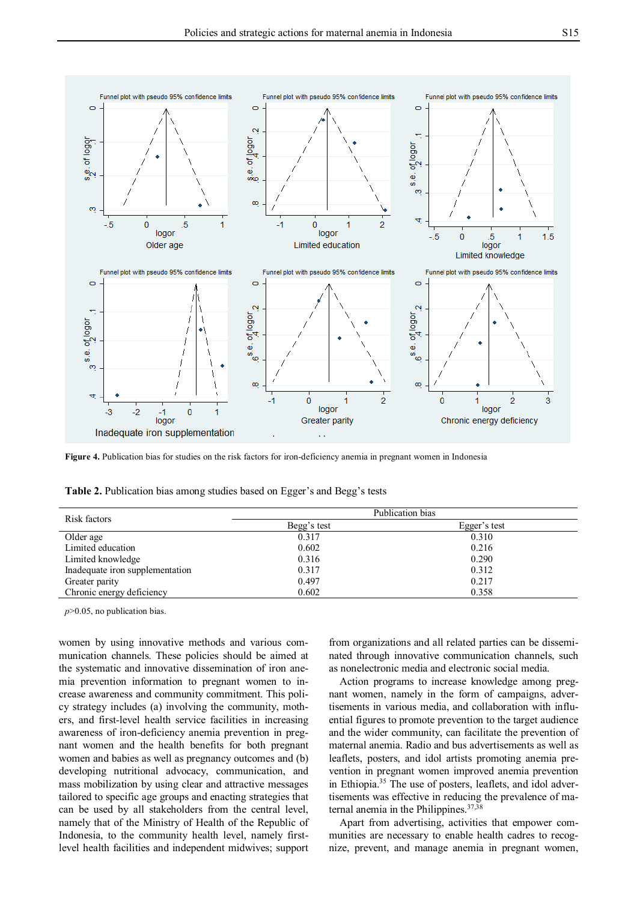Figure 4. Publication bias for studies on the risk factors for iron-deficiency anemia in pregnant women in Indonesia

**Table 2.** Publication bias among studies based on Egger's and Begg's tests

| Risk factors | Publication bias | |
|---|---|---|
| | Begg's test | Egger's test |
| Older age | 0.317 | 0.310 |
| Limited education | 0.602 | 0.216 |
| Limited knowledge | 0.316 | 0.290 |
| Inadequate iron supplementation | 0.317 | 0.312 |
| Greater parity | 0.497 | 0.217 |
| Chronic energy deficiency | 0.602 | 0.358 |

$p$>0.05, no publication bias.

women by using innovative methods and various communication channels. These policies should be aimed at the systematic and innovative dissemination of iron anemia prevention information to pregnant women to increase awareness and community commitment. This policy strategy includes (a) involving the community, mothers, and first-level health service facilities in increasing awareness of iron-deficiency anemia prevention in pregnant women and the health benefits for both pregnant women and babies as well as pregnancy outcomes and (b) developing nutritional advocacy, communication, and mass mobilization by using clear and attractive messages tailored to specific age groups and enacting strategies that can be used by all stakeholders from the central level, namely that of the Ministry of Health of the Republic of Indonesia, to the community health level, namely first-level health facilities and independent midwives; support from organizations and all related parties can be disseminated through innovative communication channels, such as nonelectronic media and electronic social media.

Action programs to increase knowledge among pregnant women, namely in the form of campaigns, advertisements in various media, and collaboration with influential figures to promote prevention to the target audience and the wider community, can facilitate the prevention of maternal anemia. Radio and bus advertisements as well as leaflets, posters, and idol artists promoting anemia prevention in pregnant women improved anemia prevention in Ethiopia.[35] The use of posters, leaflets, and idol advertisements was effective in reducing the prevalence of maternal anemia in the Philippines.[37,38]

Apart from advertising, activities that empower communities are necessary to enable health cadres to recognize, prevent, and manage anemia in pregnant women,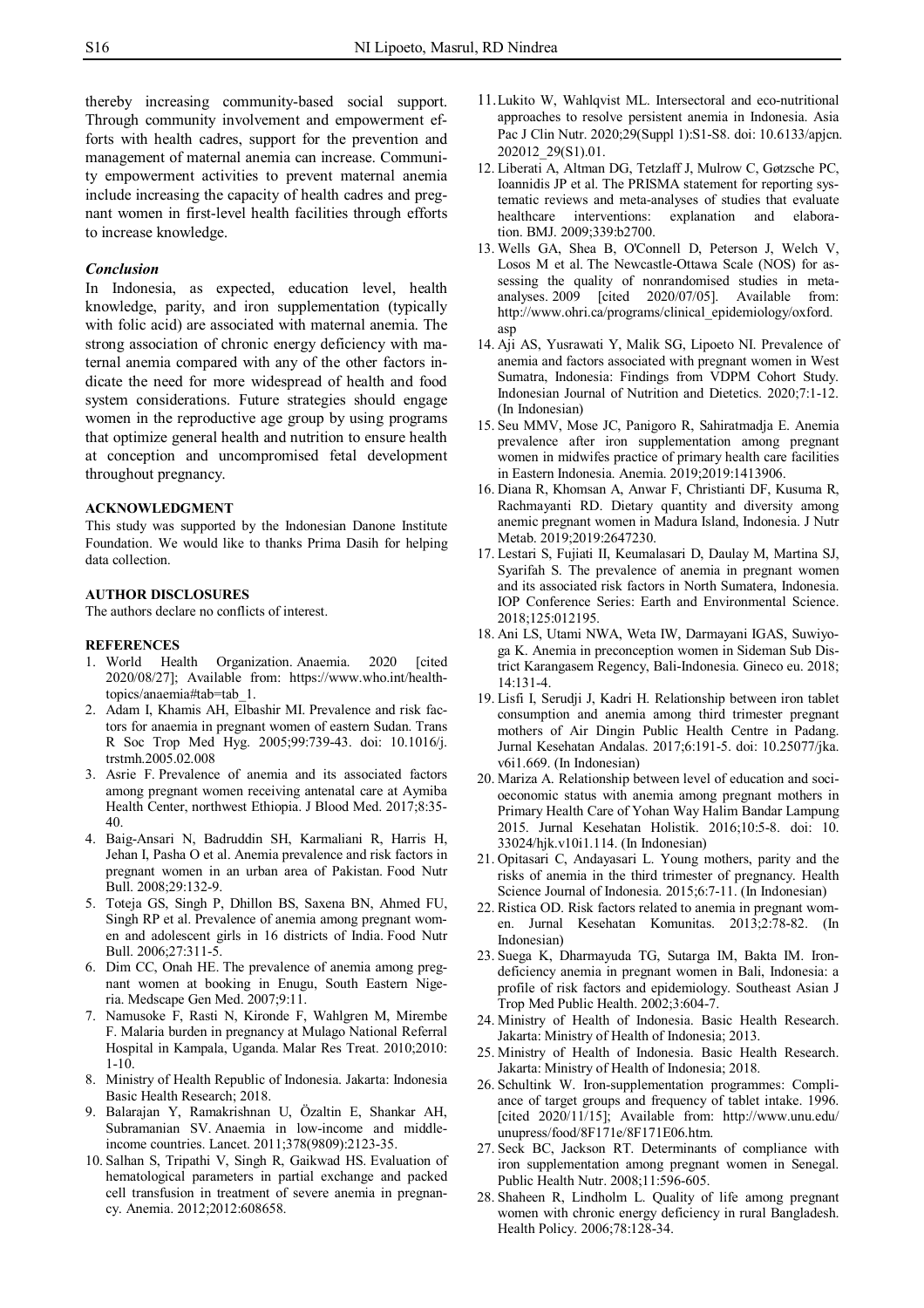thereby increasing community-based social support. Through community involvement and empowerment efforts with health cadres, support for the prevention and management of maternal anemia can increase. Community empowerment activities to prevent maternal anemia include increasing the capacity of health cadres and pregnant women in first-level health facilities through efforts to increase knowledge.

### *Conclusion*

In Indonesia, as expected, education level, health knowledge, parity, and iron supplementation (typically with folic acid) are associated with maternal anemia. The strong association of chronic energy deficiency with maternal anemia compared with any of the other factors indicate the need for more widespread of health and food system considerations. Future strategies should engage women in the reproductive age group by using programs that optimize general health and nutrition to ensure health at conception and uncompromised fetal development throughout pregnancy.

#### ACKNOWLEDGMENT

This study was supported by the Indonesian Danone Institute Foundation. We would like to thanks Prima Dasih for helping data collection.

#### AUTHOR DISCLOSURES

The authors declare no conflicts of interest.

#### REFERENCES

1. World Health Organization. Anaemia. 2020 [cited 2020/08/27]; Available from: https://www.who.int/health-topics/anaemia#tab=tab_1.
2. Adam I, Khamis AH, Elbashir MI. Prevalence and risk factors for anaemia in pregnant women of eastern Sudan. Trans R Soc Trop Med Hyg. 2005;99:739-43. doi: 10.1016/j.trstmh.2005.02.008
3. Asrie F. Prevalence of anemia and its associated factors among pregnant women receiving antenatal care at Aymiba Health Center, northwest Ethiopia. J Blood Med. 2017;8:35-40.
4. Baig-Ansari N, Badruddin SH, Karmaliani R, Harris H, Jehan I, Pasha O et al. Anemia prevalence and risk factors in pregnant women in an urban area of Pakistan. Food Nutr Bull. 2008;29:132-9.
5. Toteja GS, Singh P, Dhillon BS, Saxena BN, Ahmed FU, Singh RP et al. Prevalence of anemia among pregnant women and adolescent girls in 16 districts of India. Food Nutr Bull. 2006;27:311-5.
6. Dim CC, Onah HE. The prevalence of anemia among pregnant women at booking in Enugu, South Eastern Nigeria. Medscape Gen Med. 2007;9:11.
7. Namusoke F, Rasti N, Kironde F, Wahlgren M, Mirembe F. Malaria burden in pregnancy at Mulago National Referral Hospital in Kampala, Uganda. Malar Res Treat. 2010;2010: 1-10.
8. Ministry of Health Republic of Indonesia. Jakarta: Indonesia Basic Health Research; 2018.
9. Balarajan Y, Ramakrishnan U, Özaltin E, Shankar AH, Subramanian SV. Anaemia in low-income and middle-income countries. Lancet. 2011;378(9809):2123-35.
10. Salhan S, Tripathi V, Singh R, Gaikwad HS. Evaluation of hematological parameters in partial exchange and packed cell transfusion in treatment of severe anemia in pregnancy. Anemia. 2012;2012:608658.
11. Lukito W, Wahlqvist ML. Intersectoral and eco-nutritional approaches to resolve persistent anemia in Indonesia. Asia Pac J Clin Nutr. 2020;29(Suppl 1):S1-S8. doi: 10.6133/apjcn.202012_29(S1).01.
12. Liberati A, Altman DG, Tetzlaff J, Mulrow C, Gøtzsche PC, Ioannidis JP et al. The PRISMA statement for reporting systematic reviews and meta-analyses of studies that evaluate healthcare interventions: explanation and elaboration. BMJ. 2009;339:b2700.
13. Wells GA, Shea B, O'Connell D, Peterson J, Welch V, Losos M et al. The Newcastle-Ottawa Scale (NOS) for assessing the quality of nonrandomised studies in meta-analyses. 2009 [cited 2020/07/05]. Available from: http://www.ohri.ca/programs/clinical_epidemiology/oxford.asp
14. Aji AS, Yusrawati Y, Malik SG, Lipoeto NI. Prevalence of anemia and factors associated with pregnant women in West Sumatra, Indonesia: Findings from VDPM Cohort Study. Indonesian Journal of Nutrition and Dietetics. 2020;7:1-12. (In Indonesian)
15. Seu MMV, Mose JC, Panigoro R, Sahiratmadja E. Anemia prevalence after iron supplementation among pregnant women in midwifes practice of primary health care facilities in Eastern Indonesia. Anemia. 2019;2019:1413906.
16. Diana R, Khomsan A, Anwar F, Christianti DF, Kusuma R, Rachmayanti RD. Dietary quantity and diversity among anemic pregnant women in Madura Island, Indonesia. J Nutr Metab. 2019;2019:2647230.
17. Lestari S, Fujiati II, Keumalasari D, Daulay M, Martina SJ, Syarifah S. The prevalence of anemia in pregnant women and its associated risk factors in North Sumatera, Indonesia. IOP Conference Series: Earth and Environmental Science. 2018;125:012195.
18. Ani LS, Utami NWA, Weta IW, Darmayani IGAS, Suwiyoga K. Anemia in preconception women in Sideman Sub District Karangasem Regency, Bali-Indonesia. Gineco eu. 2018; 14:131-4.
19. Lisfi I, Serudji J, Kadri H. Relationship between iron tablet consumption and anemia among third trimester pregnant mothers of Air Dingin Public Health Centre in Padang. Jurnal Kesehatan Andalas. 2017;6:191-5. doi: 10.25077/jka.v6i1.669. (In Indonesian)
20. Mariza A. Relationship between level of education and socioeconomic status with anemia among pregnant mothers in Primary Health Care of Yohan Way Halim Bandar Lampung 2015. Jurnal Kesehatan Holistik. 2016;10:5-8. doi: 10.33024/hjk.v10i1.114. (In Indonesian)
21. Opitasari C, Andayasari L. Young mothers, parity and the risks of anemia in the third trimester of pregnancy. Health Science Journal of Indonesia. 2015;6:7-11. (In Indonesian)
22. Ristica OD. Risk factors related to anemia in pregnant women. Jurnal Kesehatan Komunitas. 2013;2:78-82. (In Indonesian)
23. Suega K, Dharmayuda TG, Sutarga IM, Bakta IM. Iron-deficiency anemia in pregnant women in Bali, Indonesia: a profile of risk factors and epidemiology. Southeast Asian J Trop Med Public Health. 2002;3:604-7.
24. Ministry of Health of Indonesia. Basic Health Research. Jakarta: Ministry of Health of Indonesia; 2013.
25. Ministry of Health of Indonesia. Basic Health Research. Jakarta: Ministry of Health of Indonesia; 2018.
26. Schultink W. Iron-supplementation programmes: Compliance of target groups and frequency of tablet intake. 1996. [cited 2020/11/15]; Available from: http://www.unu.edu/unupress/food/8F171e/8F171E06.htm.
27. Seck BC, Jackson RT. Determinants of compliance with iron supplementation among pregnant women in Senegal. Public Health Nutr. 2008;11:596-605.
28. Shaheen R, Lindholm L. Quality of life among pregnant women with chronic energy deficiency in rural Bangladesh. Health Policy. 2006;78:128-34.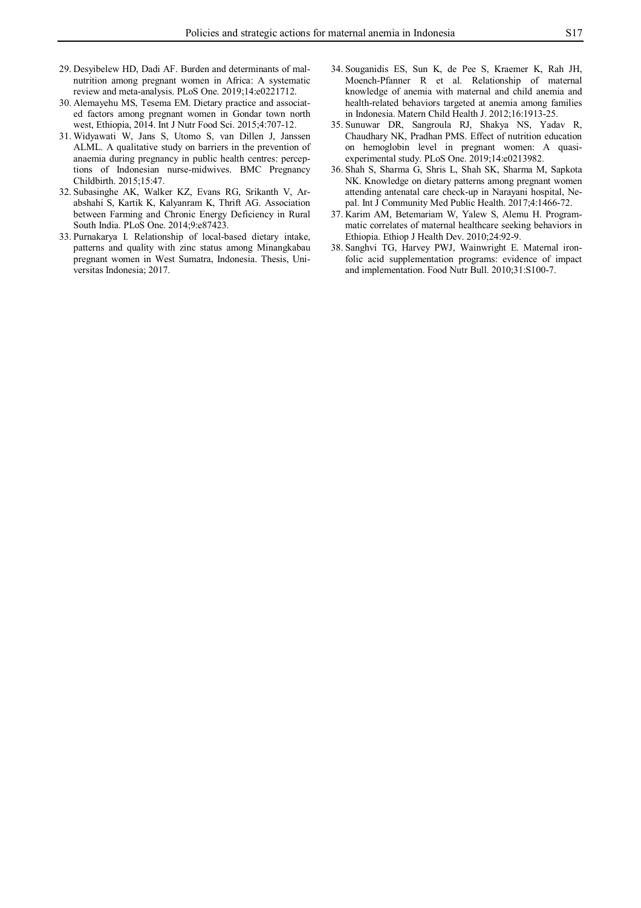29. Desyibelew HD, Dadi AF. Burden and determinants of malnutrition among pregnant women in Africa: A systematic review and meta-analysis. PLoS One. 2019;14:e0221712.
30. Alemayehu MS, Tesema EM. Dietary practice and associated factors among pregnant women in Gondar town north west, Ethiopia, 2014. Int J Nutr Food Sci. 2015;4:707-12.
31. Widyawati W, Jans S, Utomo S, van Dillen J, Janssen ALML. A qualitative study on barriers in the prevention of anaemia during pregnancy in public health centres: perceptions of Indonesian nurse-midwives. BMC Pregnancy Childbirth. 2015;15:47.
32. Subasinghe AK, Walker KZ, Evans RG, Srikanth V, Arabshahi S, Kartik K, Kalyanram K, Thrift AG. Association between Farming and Chronic Energy Deficiency in Rural South India. PLoS One. 2014;9:e87423.
33. Purnakarya I. Relationship of local-based dietary intake, patterns and quality with zinc status among Minangkabau pregnant women in West Sumatra, Indonesia. Thesis, Universitas Indonesia; 2017.
34. Souganidis ES, Sun K, de Pee S, Kraemer K, Rah JH, Moench-Pfanner R et al. Relationship of maternal knowledge of anemia with maternal and child anemia and health-related behaviors targeted at anemia among families in Indonesia. Matern Child Health J. 2012;16:1913-25.
35. Sunuwar DR, Sangroula RJ, Shakya NS, Yadav R, Chaudhary NK, Pradhan PMS. Effect of nutrition education on hemoglobin level in pregnant women: A quasi-experimental study. PLoS One. 2019;14:e0213982.
36. Shah S, Sharma G, Shris L, Shah SK, Sharma M, Sapkota NK. Knowledge on dietary patterns among pregnant women attending antenatal care check-up in Narayani hospital, Nepal. Int J Community Med Public Health. 2017;4:1466-72.
37. Karim AM, Betemariam W, Yalew S, Alemu H. Programmatic correlates of maternal healthcare seeking behaviors in Ethiopia. Ethiop J Health Dev. 2010;24:92-9.
38. Sanghvi TG, Harvey PWJ, Wainwright E. Maternal iron-folic acid supplementation programs: evidence of impact and implementation. Food Nutr Bull. 2010;31:S100-7.